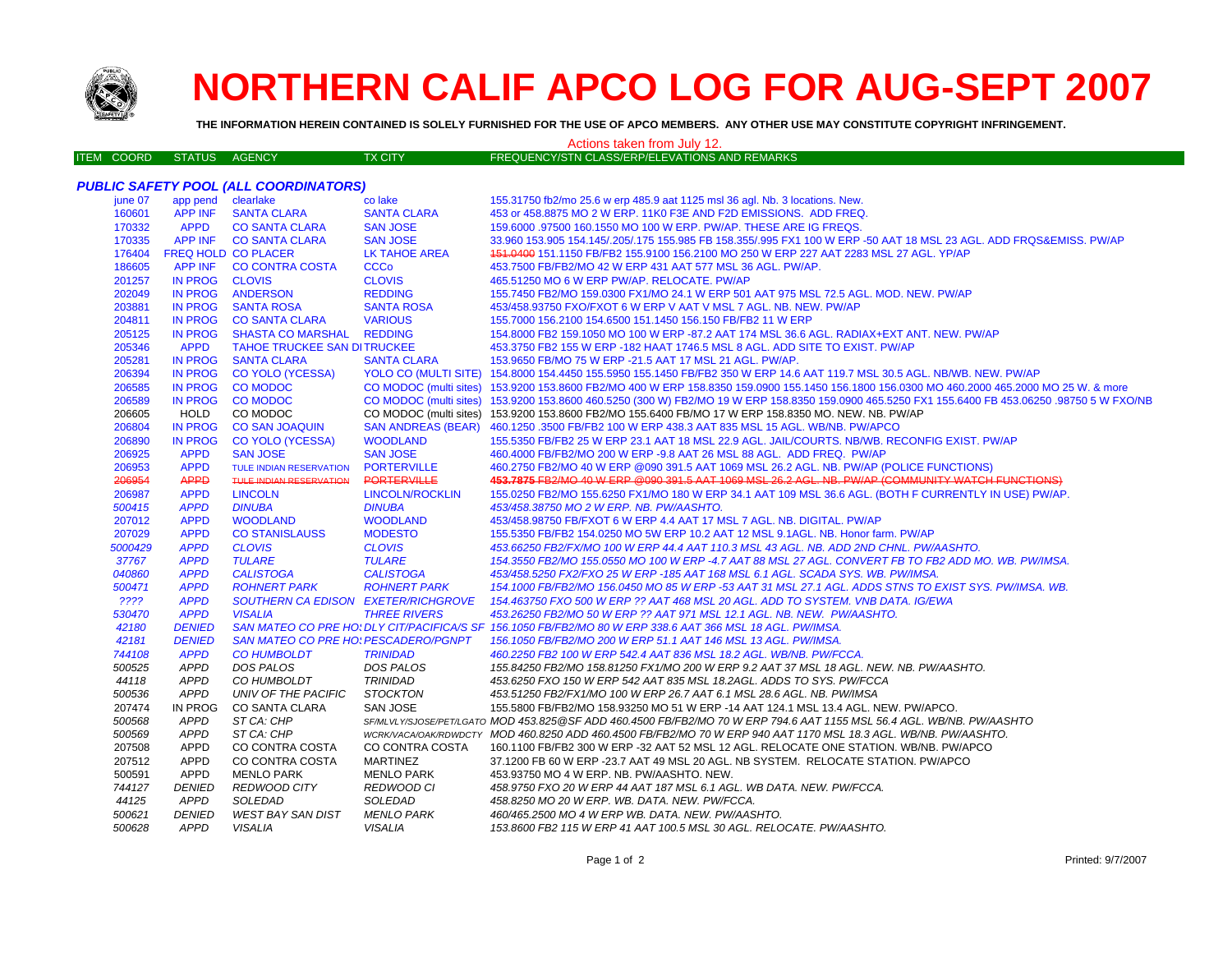# NORTHERN CALIF APCO LOG FOR AUG-SEPT 2007

**THE INFORMATION HEREIN CONTAINED IS SOLELY FURNISHED FOR THE USE OF APCO MEMBERS. ANY OTHER USE MAY CONSTITUTE COPYRIGHT INFRINGEMENT.**

Actions taken from July 12.

| ITEM COORD | STATUS | AGENCY | TX CITY | FREQUENCY/STN CLASS/ERP/ELEVATIONS AND REMARKS |
|---|---|---|---|---|
| ***PUBLIC SAFETY POOL (ALL COORDINATORS)*** | | | | |
| june 07 | app pend | clearlake | co lake | 155.31750 fb2/mo 25.6 w erp 485.9 aat 1125 msl 36 agl. Nb. 3 locations. New. |
| 160601 | APP INF | SANTA CLARA | SANTA CLARA | 453 or 458.8875 MO 2 W ERP. 11K0 F3E AND F2D EMISSIONS. ADD FREQ. |
| 170332 | APPD | CO SANTA CLARA | SAN JOSE | 159.6000 .97500 160.1550 MO 100 W ERP. PW/AP. THESE ARE IG FREQS. |
| 170335 | APP INF | CO SANTA CLARA | SAN JOSE | 33.960 153.905 154.145/.205/.175 155.985 FB 158.355/.995 FX1 100 W ERP -50 AAT 18 MSL 23 AGL. ADD FRQS&EMISS. PW/AP |
| 176404 | FREQ HOLD | CO PLACER | LK TAHOE AREA | ~~151.0400~~ 151.1150 FB/FB2 155.9100 156.2100 MO 250 W ERP 227 AAT 2283 MSL 27 AGL. YP/AP |
| 186605 | APP INF | CO CONTRA COSTA | CCCo | 453.7500 FB/FB2/MO 42 W ERP 431 AAT 577 MSL 36 AGL. PW/AP. |
| 201257 | IN PROG | CLOVIS | CLOVIS | 465.51250 MO 6 W ERP PW/AP. RELOCATE. PW/AP |
| 202049 | IN PROG | ANDERSON | REDDING | 155.7450 FB2/MO 159.0300 FX1/MO 24.1 W ERP 501 AAT 975 MSL 72.5 AGL. MOD. NEW. PW/AP |
| 203881 | IN PROG | SANTA ROSA | SANTA ROSA | 453/458.93750 FXO/FXOT 6 W ERP V AAT V MSL 7 AGL. NB. NEW. PW/AP |
| 204811 | IN PROG | CO SANTA CLARA | VARIOUS | 155.7000 156.2100 154.6500 151.1450 156.150 FB/FB2 11 W ERP |
| 205125 | IN PROG | SHASTA CO MARSHAL | REDDING | 154.8000 FB2 159.1050 MO 100 W ERP -87.2 AAT 174 MSL 36.6 AGL. RADIAX+EXT ANT. NEW. PW/AP |
| 205346 | APPD | TAHOE TRUCKEE SAN DI | TRUCKEE | 453.3750 FB2 155 W ERP -182 HAAT 1746.5 MSL 8 AGL. ADD SITE TO EXIST. PW/AP |
| 205281 | IN PROG | SANTA CLARA | SANTA CLARA | 153.9650 FB/MO 75 W ERP -21.5 AAT 17 MSL 21 AGL. PW/AP. |
| 206394 | IN PROG | CO YOLO (YCESSA) | YOLO CO (MULTI SITE) | 154.8000 154.4450 155.5950 155.1450 FB/FB2 350 W ERP 14.6 AAT 119.7 MSL 30.5 AGL. NB/WB. NEW. PW/AP |
| 206585 | IN PROG | CO MODOC | CO MODOC (multi sites) | 153.9200 153.8600 FB2/MO 400 W ERP 158.8350 159.0900 155.1450 156.1800 156.0300 MO 460.2000 465.2000 MO 25 W. & more |
| 206589 | IN PROG | CO MODOC | CO MODOC (multi sites) | 153.9200 153.8600 460.5250 (300 W) FB2/MO 19 W ERP 158.8350 159.0900 465.5250 FX1 155.6400 FB 453.06250 .98750 5 W FXO/NB |
| 206605 | HOLD | CO MODOC | CO MODOC (multi sites) | 153.9200 153.8600 FB2/MO 155.6400 FB/MO 17 W ERP 158.8350 MO. NEW. NB. PW/AP |
| 206804 | IN PROG | CO SAN JOAQUIN | SAN ANDREAS (BEAR) | 460.1250 .3500 FB/FB2 100 W ERP 438.3 AAT 835 MSL 15 AGL. WB/NB. PW/APCO |
| 206890 | IN PROG | CO YOLO (YCESSA) | WOODLAND | 155.5350 FB/FB2 25 W ERP 23.1 AAT 18 MSL 22.9 AGL. JAIL/COURTS. NB/WB. RECONFIG EXIST. PW/AP |
| 206925 | APPD | SAN JOSE | SAN JOSE | 460.4000 FB/FB2/MO 200 W ERP -9.8 AAT 26 MSL 88 AGL. ADD FREQ. PW/AP |
| 206953 | APPD | TULE INDIAN RESERVATION | PORTERVILLE | 460.2750 FB2/MO 40 W ERP @090 391.5 AAT 1069 MSL 26.2 AGL. NB. PW/AP (POLICE FUNCTIONS) |
| ~~206954~~ | ~~APPD~~ | ~~TULE INDIAN RESERVATION~~ | ~~PORTERVILLE~~ | ~~453.7875 FB2/MO 40 W ERP @090 391.5 AAT 1069 MSL 26.2 AGL. NB. PW/AP (COMMUNITY WATCH FUNCTIONS)~~ |
| 206987 | APPD | LINCOLN | LINCOLN/ROCKLIN | 155.0250 FB2/MO 155.6250 FX1/MO 180 W ERP 34.1 AAT 109 MSL 36.6 AGL. (BOTH F CURRENTLY IN USE) PW/AP. |
| *500415* | *APPD* | *DINUBA* | *DINUBA* | *453/458.38750 MO 2 W ERP. NB. PW/AASHTO.* |
| 207012 | APPD | WOODLAND | WOODLAND | 453/458.98750 FB/FXOT 6 W ERP 4.4 AAT 17 MSL 7 AGL. NB. DIGITAL. PW/AP |
| 207029 | APPD | CO STANISLAUSS | MODESTO | 155.5350 FB/FB2 154.0250 MO 5W ERP 10.2 AAT 12 MSL 9.1AGL. NB. Honor farm. PW/AP |
| *5000429* | *APPD* | *CLOVIS* | *CLOVIS* | *453.66250 FB2/FX/MO 100 W ERP 44.4 AAT 110.3 MSL 43 AGL. NB. ADD 2ND CHNL. PW/AASHTO.* |
| *37767* | *APPD* | *TULARE* | *TULARE* | *154.3550 FB2/MO 155.0550 MO 100 W ERP -4.7 AAT 88 MSL 27 AGL. CONVERT FB TO FB2 ADD MO. WB. PW/IMSA.* |
| *040860* | *APPD* | *CALISTOGA* | *CALISTOGA* | *453/458.5250 FX2/FXO 25 W ERP -185 AAT 168 MSL 6.1 AGL. SCADA SYS. WB. PW/IMSA.* |
| *500471* | *APPD* | *ROHNERT PARK* | *ROHNERT PARK* | *154.1000 FB/FB2/MO 156.0450 MO 85 W ERP -53 AAT 31 MSL 27.1 AGL. ADDS STNS TO EXIST SYS. PW/IMSA. WB.* |
| *????* | *APPD* | *SOUTHERN CA EDISON* | *EXETER/RICHGROVE* | *154.463750 FXO 500 W ERP ?? AAT 468 MSL 20 AGL. ADD TO SYSTEM. VNB DATA. IG/EWA* |
| *530470* | *APPD* | *VISALIA* | *THREE RIVERS* | *453.26250 FB2/MO 50 W ERP ?? AAT 971 MSL 12.1 AGL. NB. NEW. PW/AASHTO.* |
| *42180* | *DENIED* | *SAN MATEO CO PRE HOS* | *DLY CIT/PACIFICA/S SF* | *156.1050 FB/FB2/MO 80 W ERP 338.6 AAT 366 MSL 18 AGL. PW/IMSA.* |
| *42181* | *DENIED* | *SAN MATEO CO PRE HOS* | *PESCADERO/PGNPT* | *156.1050 FB/FB2/MO 200 W ERP 51.1 AAT 146 MSL 13 AGL. PW/IMSA.* |
| *744108* | *APPD* | *CO HUMBOLDT* | *TRINIDAD* | *460.2250 FB2 100 W ERP 542.4 AAT 836 MSL 18.2 AGL. WB/NB. PW/FCCA.* |
| *500525* | *APPD* | *DOS PALOS* | *DOS PALOS* | *155.84250 FB2/MO 158.81250 FX1/MO 200 W ERP 9.2 AAT 37 MSL 18 AGL. NEW. NB. PW/AASHTO.* |
| *44118* | *APPD* | *CO HUMBOLDT* | *TRINIDAD* | *453.6250 FXO 150 W ERP 542 AAT 835 MSL 18.2AGL. ADDS TO SYS. PW/FCCA* |
| *500536* | *APPD* | *UNIV OF THE PACIFIC* | *STOCKTON* | *453.51250 FB2/FX1/MO 100 W ERP 26.7 AAT 6.1 MSL 28.6 AGL. NB. PW/IMSA* |
| 207474 | IN PROG | CO SANTA CLARA | SAN JOSE | 155.5800 FB/FB2/MO 158.93250 MO 51 W ERP -14 AAT 124.1 MSL 13.4 AGL. NEW. PW/APCO. |
| *500568* | *APPD* | *ST CA: CHP* | *SF/MLVLY/SJOSE/PET/LGATO* | *MOD 453.825@SF ADD 460.4500 FB/FB2/MO 70 W ERP 794.6 AAT 1155 MSL 56.4 AGL. WB/NB. PW/AASHTO* |
| *500569* | *APPD* | *ST CA: CHP* | *WCRK/VACA/OAK/RDWDCTY* | *MOD 460.8250 ADD 460.4500 FB/FB2/MO 70 W ERP 940 AAT 1170 MSL 18.3 AGL. WB/NB. PW/AASHTO.* |
| 207508 | APPD | CO CONTRA COSTA | CO CONTRA COSTA | 160.1100 FB/FB2 300 W ERP -32 AAT 52 MSL 12 AGL. RELOCATE ONE STATION. WB/NB. PW/APCO |
| 207512 | APPD | CO CONTRA COSTA | MARTINEZ | 37.1200 FB 60 W ERP -23.7 AAT 49 MSL 20 AGL. NB SYSTEM. RELOCATE STATION. PW/APCO |
| 500591 | APPD | MENLO PARK | MENLO PARK | 453.93750 MO 4 W ERP. NB. PW/AASHTO. NEW. |
| *744127* | *DENIED* | *REDWOOD CITY* | *REDWOOD CI* | *458.9750 FXO 20 W ERP 44 AAT 187 MSL 6.1 AGL. WB DATA. NEW. PW/FCCA.* |
| *44125* | *APPD* | *SOLEDAD* | *SOLEDAD* | *458.8250 MO 20 W ERP. WB. DATA. NEW. PW/FCCA.* |
| *500621* | *DENIED* | *WEST BAY SAN DIST* | *MENLO PARK* | *460/465.2500 MO 4 W ERP WB. DATA. NEW. PW/AASHTO.* |
| *500628* | *APPD* | *VISALIA* | *VISALIA* | *153.8600 FB2 115 W ERP 41 AAT 100.5 MSL 30 AGL. RELOCATE. PW/AASHTO.* |

Printed: 9/7/2007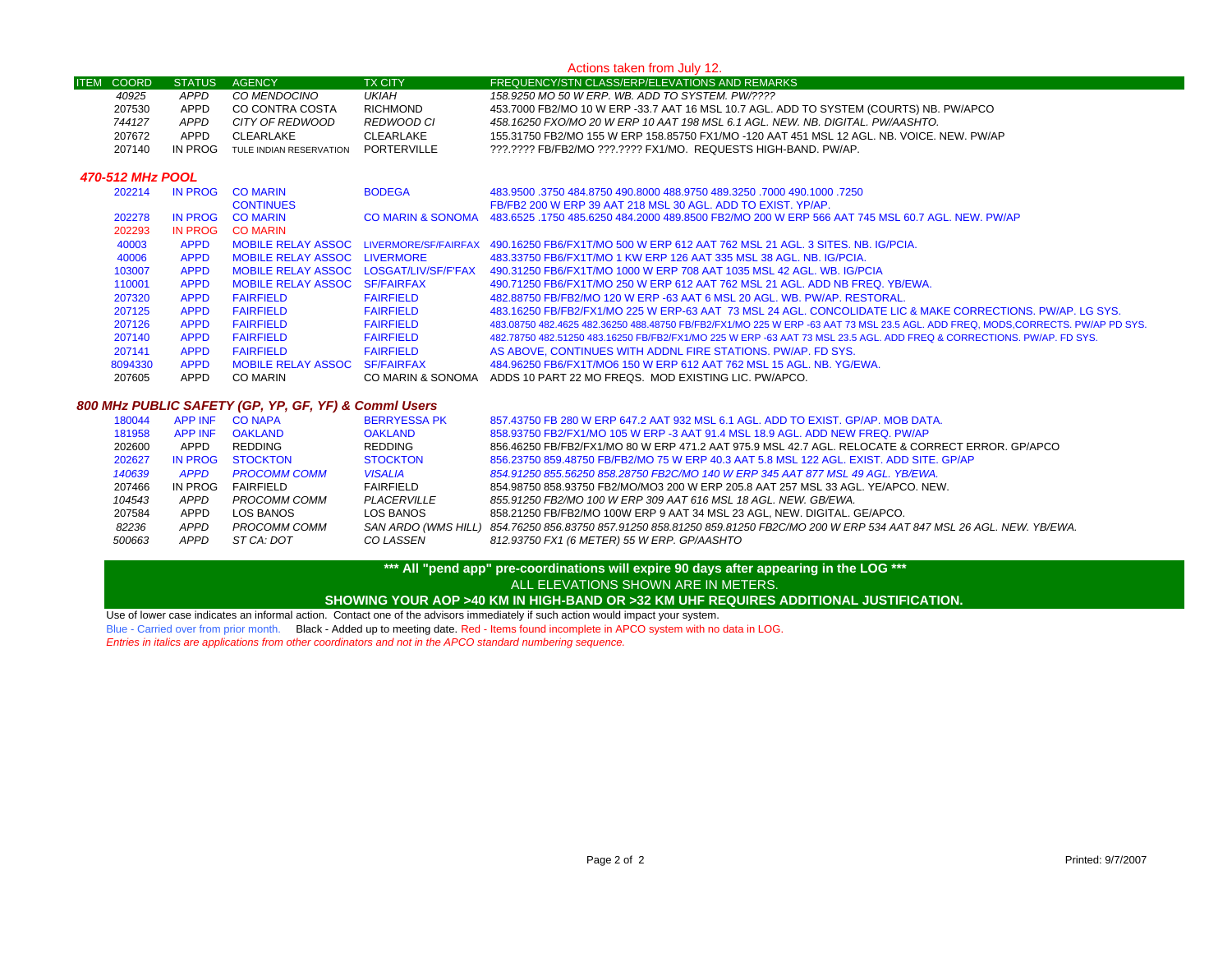Actions taken from July 12.

| ITEM | COORD | STATUS | AGENCY | TX CITY | FREQUENCY/STN CLASS/ERP/ELEVATIONS AND REMARKS |
|---|---|---|---|---|---|
| | *40925* | *APPD* | *CO MENDOCINO* | *UKIAH* | *158.9250 MO 50 W ERP. WB. ADD TO SYSTEM. PW/????* |
| | 207530 | APPD | CO CONTRA COSTA | RICHMOND | 453.7000 FB2/MO 10 W ERP -33.7 AAT 16 MSL 10.7 AGL. ADD TO SYSTEM (COURTS) NB. PW/APCO |
| | *744127* | *APPD* | *CITY OF REDWOOD* | *REDWOOD CI* | *458.16250 FXO/MO 20 W ERP 10 AAT 198 MSL 6.1 AGL. NEW. NB. DIGITAL. PW/AASHTO.* |
| | 207672 | APPD | CLEARLAKE | CLEARLAKE | 155.31750 FB2/MO 155 W ERP 158.85750 FX1/MO -120 AAT 451 MSL 12 AGL. NB. VOICE. NEW. PW/AP |
| | 207140 | IN PROG | TULE INDIAN RESERVATION | PORTERVILLE | ???.???? FB/FB2/MO ???.???? FX1/MO. REQUESTS HIGH-BAND. PW/AP. |

### *470-512 MHz POOL*

| COORD | STATUS | AGENCY | TX CITY | FREQUENCY/STN CLASS/ERP/ELEVATIONS AND REMARKS |
|---|---|---|---|---|
| 202214 | IN PROG | CO MARIN | BODEGA | 483.9500 .3750 484.8750 490.8000 488.9750 489.3250 .7000 490.1000 .7250 |
| | | CONTINUES | | FB/FB2 200 W ERP 39 AAT 218 MSL 30 AGL. ADD TO EXIST. YP/AP. |
| 202278 | IN PROG | CO MARIN | CO MARIN & SONOMA | 483.6525 .1750 485.6250 484.2000 489.8500 FB2/MO 200 W ERP 566 AAT 745 MSL 60.7 AGL. NEW. PW/AP |
| 202293 | IN PROG | CO MARIN | | |
| 40003 | APPD | MOBILE RELAY ASSOC | LIVERMORE/SF/FAIRFAX | 490.16250 FB6/FX1T/MO 500 W ERP 612 AAT 762 MSL 21 AGL. 3 SITES. NB. IG/PCIA. |
| 40006 | APPD | MOBILE RELAY ASSOC | LIVERMORE | 483.33750 FB6/FX1T/MO 1 KW ERP 126 AAT 335 MSL 38 AGL. NB. IG/PCIA. |
| 103007 | APPD | MOBILE RELAY ASSOC | LOSGAT/LIV/SF/F'FAX | 490.31250 FB6/FX1T/MO 1000 W ERP 708 AAT 1035 MSL 42 AGL. WB. IG/PCIA |
| 110001 | APPD | MOBILE RELAY ASSOC | SF/FAIRFAX | 490.71250 FB6/FX1T/MO 250 W ERP 612 AAT 762 MSL 21 AGL. ADD NB FREQ. YB/EWA. |
| 207320 | APPD | FAIRFIELD | FAIRFIELD | 482.88750 FB/FB2/MO 120 W ERP -63 AAT 6 MSL 20 AGL. WB. PW/AP. RESTORAL. |
| 207125 | APPD | FAIRFIELD | FAIRFIELD | 483.16250 FB/FB2/FX1/MO 225 W ERP-63 AAT 73 MSL 24 AGL. CONCOLIDATE LIC & MAKE CORRECTIONS. PW/AP. LG SYS. |
| 207126 | APPD | FAIRFIELD | FAIRFIELD | 483.08750 482.4625 482.36250 488.48750 FB/FB2/FX1/MO 225 W ERP -63 AAT 73 MSL 23.5 AGL. ADD FREQ, MODS,CORRECTS. PW/AP PD SYS. |
| 207140 | APPD | FAIRFIELD | FAIRFIELD | 482.78750 482.51250 483.16250 FB/FB2/FX1/MO 225 W ERP -63 AAT 73 MSL 23.5 AGL. ADD FREQ & CORRECTIONS. PW/AP. FD SYS. |
| 207141 | APPD | FAIRFIELD | FAIRFIELD | AS ABOVE, CONTINUES WITH ADDNL FIRE STATIONS. PW/AP. FD SYS. |
| 8094330 | APPD | MOBILE RELAY ASSOC | SF/FAIRFAX | 484.96250 FB6/FX1T/MO6 150 W ERP 612 AAT 762 MSL 15 AGL. NB. YG/EWA. |
| 207605 | APPD | CO MARIN | CO MARIN & SONOMA | ADDS 10 PART 22 MO FREQS. MOD EXISTING LIC. PW/APCO. |

### *800 MHz PUBLIC SAFETY (GP, YP, GF, YF) & Comml Users*

| COORD | STATUS | AGENCY | TX CITY | FREQUENCY/STN CLASS/ERP/ELEVATIONS AND REMARKS |
|---|---|---|---|---|
| 180044 | APP INF | CO NAPA | BERRYESSA PK | 857.43750 FB 280 W ERP 647.2 AAT 932 MSL 6.1 AGL. ADD TO EXIST. GP/AP. MOB DATA. |
| 181958 | APP INF | OAKLAND | OAKLAND | 858.93750 FB2/FX1/MO 105 W ERP -3 AAT 91.4 MSL 18.9 AGL. ADD NEW FREQ. PW/AP |
| 202600 | APPD | REDDING | REDDING | 856.46250 FB/FB2/FX1/MO 80 W ERP 471.2 AAT 975.9 MSL 42.7 AGL. RELOCATE & CORRECT ERROR. GP/APCO |
| 202627 | IN PROG | STOCKTON | STOCKTON | 856.23750 859.48750 FB/FB2/MO 75 W ERP 40.3 AAT 5.8 MSL 122 AGL. EXIST. ADD SITE. GP/AP |
| *140639* | *APPD* | *PROCOMM COMM* | *VISALIA* | *854.91250 855.56250 858.28750 FB2C/MO 140 W ERP 345 AAT 877 MSL 49 AGL. YB/EWA.* |
| 207466 | IN PROG | FAIRFIELD | FAIRFIELD | 854.98750 858.93750 FB2/MO/MO3 200 W ERP 205.8 AAT 257 MSL 33 AGL. YE/APCO. NEW. |
| *104543* | *APPD* | *PROCOMM COMM* | *PLACERVILLE* | *855.91250 FB2/MO 100 W ERP 309 AAT 616 MSL 18 AGL. NEW. GB/EWA.* |
| 207584 | APPD | LOS BANOS | LOS BANOS | 858.21250 FB/FB2/MO 100W ERP 9 AAT 34 MSL 23 AGL, NEW. DIGITAL. GE/APCO. |
| *82236* | *APPD* | *PROCOMM COMM* | *SAN ARDO (WMS HILL)* | *854.76250 856.83750 857.91250 858.81250 859.81250 FB2C/MO 200 W ERP 534 AAT 847 MSL 26 AGL. NEW. YB/EWA.* |
| *500663* | *APPD* | *ST CA: DOT* | *CO LASSEN* | *812.93750 FX1 (6 METER) 55 W ERP. GP/AASHTO* |

**\*\*\* All "pend app" pre-coordinations will expire 90 days after appearing in the LOG \*\*\***

ALL ELEVATIONS SHOWN ARE IN METERS.

**SHOWING YOUR AOP >40 KM IN HIGH-BAND OR >32 KM UHF REQUIRES ADDITIONAL JUSTIFICATION.**

Use of lower case indicates an informal action. Contact one of the advisors immediately if such action would impact your system.

Blue - Carried over from prior month. Black - Added up to meeting date. Red - Items found incomplete in APCO system with no data in LOG.

*Entries in italics are applications from other coordinators and not in the APCO standard numbering sequence.*

Printed: 9/7/2007